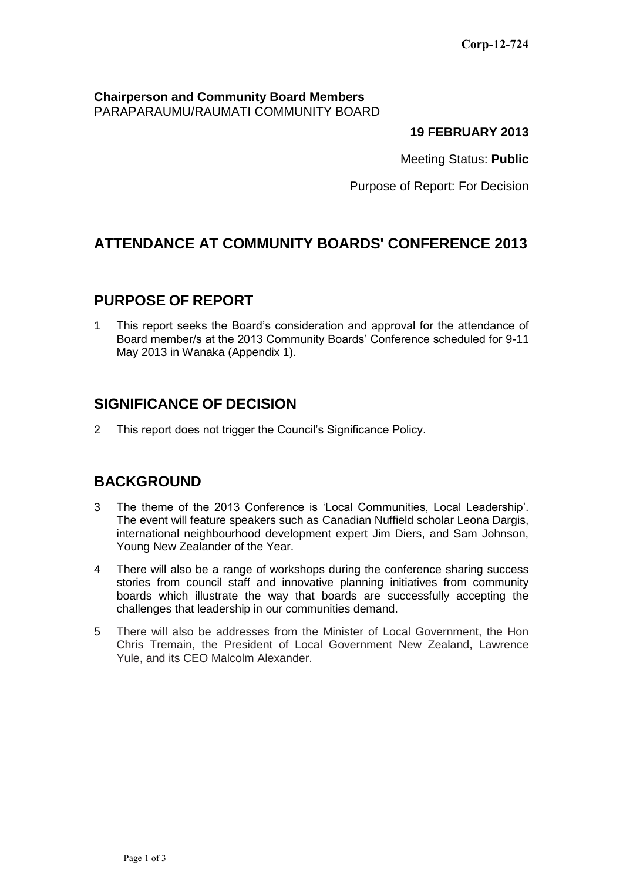Corp-12-724

**Chairperson and Community Board Members**
PARAPARAUMU/RAUMATI COMMUNITY BOARD

**19 FEBRUARY 2013**

Meeting Status: **Public**

Purpose of Report: For Decision

# ATTENDANCE AT COMMUNITY BOARDS' CONFERENCE 2013

## PURPOSE OF REPORT

1 This report seeks the Board's consideration and approval for the attendance of Board member/s at the 2013 Community Boards' Conference scheduled for 9-11 May 2013 in Wanaka (Appendix 1).

## SIGNIFICANCE OF DECISION

2 This report does not trigger the Council's Significance Policy.

## BACKGROUND

3 The theme of the 2013 Conference is 'Local Communities, Local Leadership'. The event will feature speakers such as Canadian Nuffield scholar Leona Dargis, international neighbourhood development expert Jim Diers, and Sam Johnson, Young New Zealander of the Year.

4 There will also be a range of workshops during the conference sharing success stories from council staff and innovative planning initiatives from community boards which illustrate the way that boards are successfully accepting the challenges that leadership in our communities demand.

5 There will also be addresses from the Minister of Local Government, the Hon Chris Tremain, the President of Local Government New Zealand, Lawrence Yule, and its CEO Malcolm Alexander.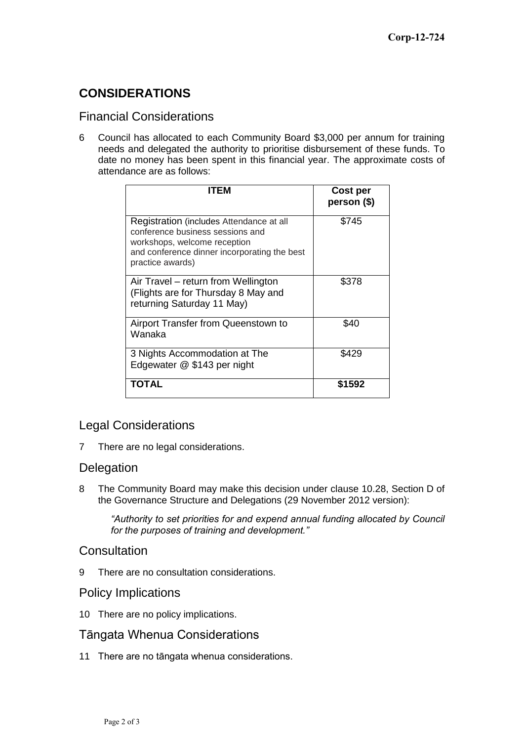## CONSIDERATIONS

### Financial Considerations

6 Council has allocated to each Community Board $3,000 per annum for training needs and delegated the authority to prioritise disbursement of these funds. To date no money has been spent in this financial year. The approximate costs of attendance are as follows:

| ITEM | Cost per person ($) |
|---|---|
| Registration (includes Attendance at all conference business sessions and workshops, welcome reception and conference dinner incorporating the best practice awards) | $745 |
| Air Travel – return from Wellington (Flights are for Thursday 8 May and returning Saturday 11 May) | $378 |
| Airport Transfer from Queenstown to Wanaka | $40 |
| 3 Nights Accommodation at The Edgewater @ $143 per night | $429 |
| **TOTAL** | **$1592** |

### Legal Considerations

7 There are no legal considerations.

### Delegation

8 The Community Board may make this decision under clause 10.28, Section D of the Governance Structure and Delegations (29 November 2012 version):

*"Authority to set priorities for and expend annual funding allocated by Council for the purposes of training and development."*

### Consultation

9 There are no consultation considerations.

### Policy Implications

10 There are no policy implications.

### Tāngata Whenua Considerations

11 There are no tāngata whenua considerations.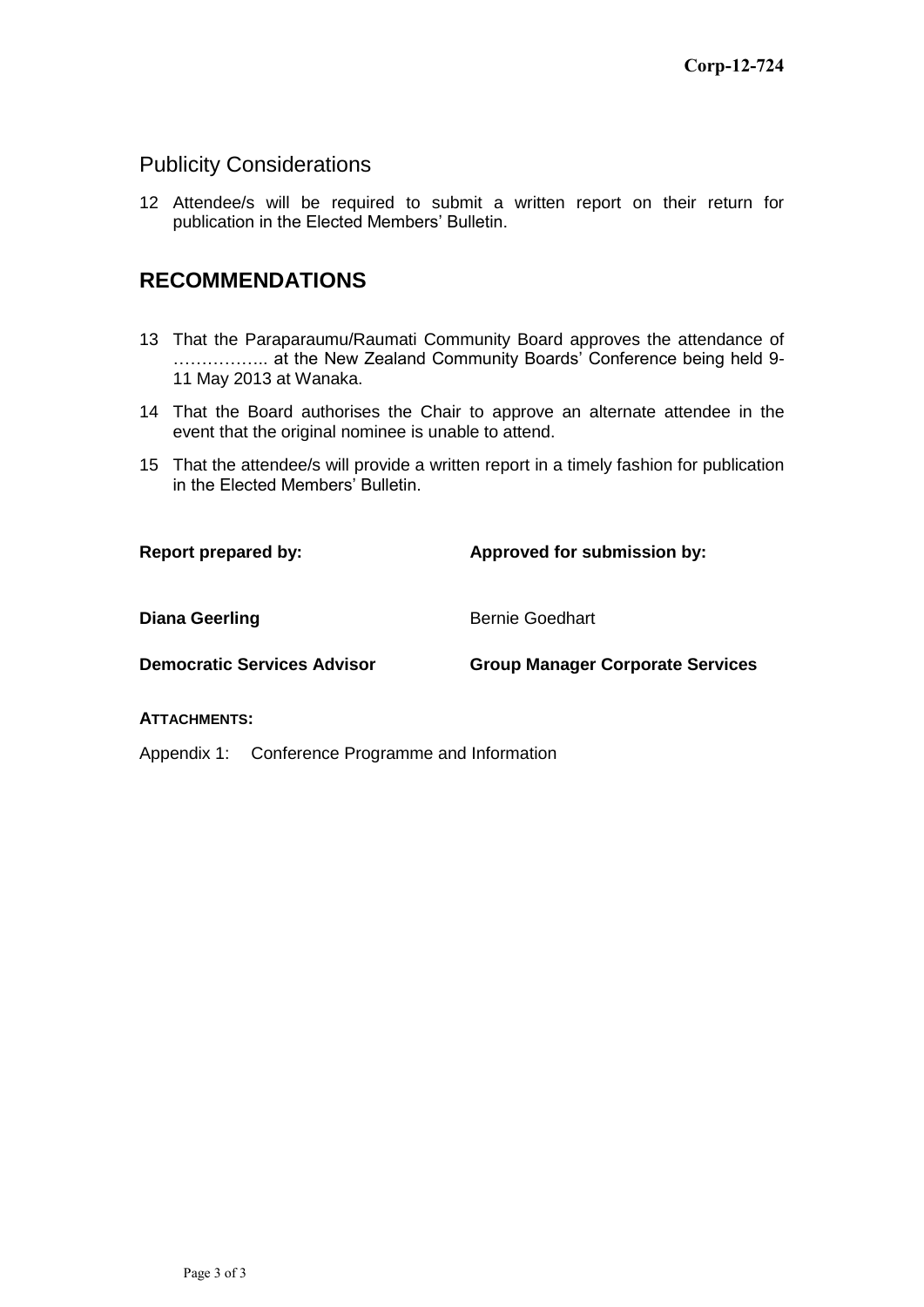## Publicity Considerations

12 Attendee/s will be required to submit a written report on their return for publication in the Elected Members' Bulletin.

# RECOMMENDATIONS

13 That the Paraparaumu/Raumati Community Board approves the attendance of …………….. at the New Zealand Community Boards' Conference being held 9-11 May 2013 at Wanaka.

14 That the Board authorises the Chair to approve an alternate attendee in the event that the original nominee is unable to attend.

15 That the attendee/s will provide a written report in a timely fashion for publication in the Elected Members' Bulletin.

| **Report prepared by:** | **Approved for submission by:** |
|---|---|
| **Diana Geerling** | Bernie Goedhart |
| **Democratic Services Advisor** | **Group Manager Corporate Services** |

**ATTACHMENTS:**

Appendix 1: Conference Programme and Information